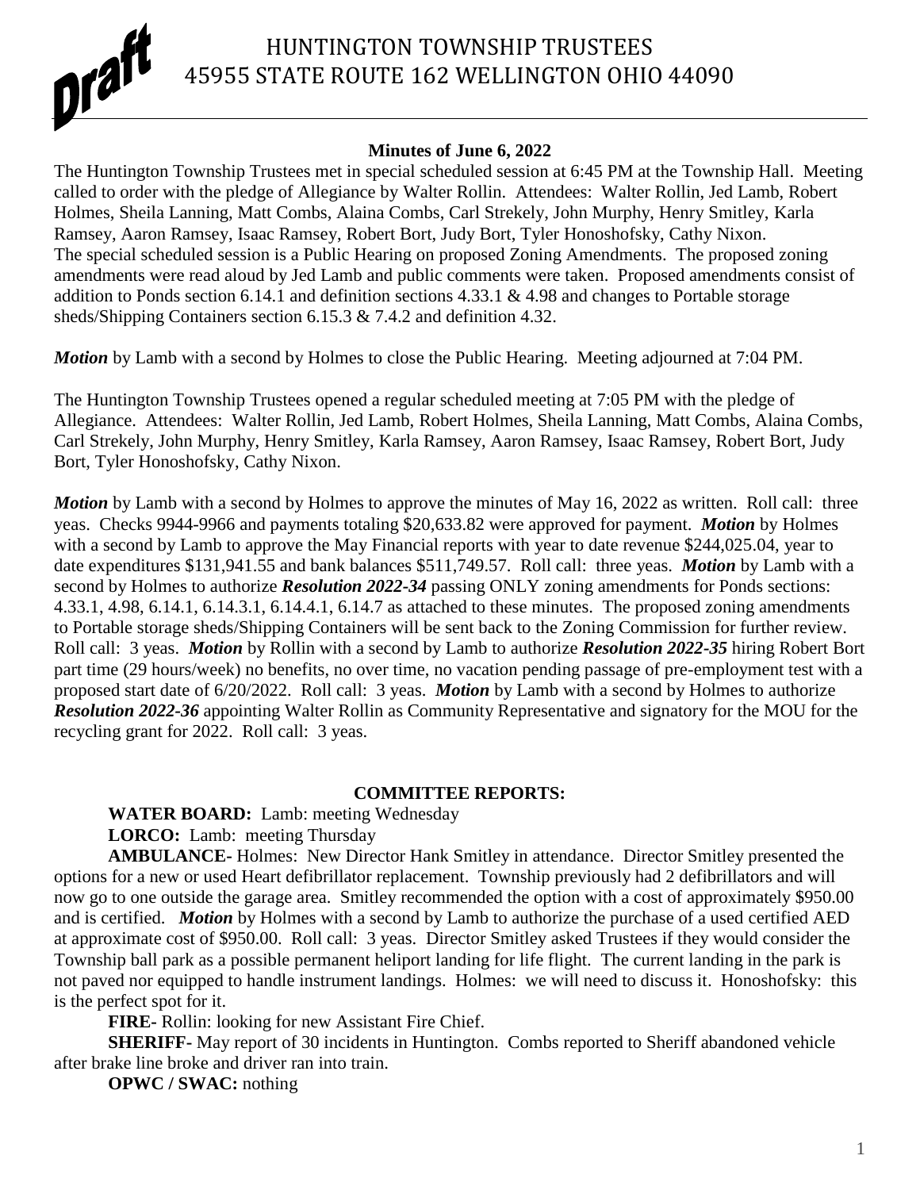Draft

# HUNTINGTON TOWNSHIP TRUSTEES
## 45955 STATE ROUTE 162 WELLINGTON OHIO 44090

**Minutes of June 6, 2022**

The Huntington Township Trustees met in special scheduled session at 6:45 PM at the Township Hall. Meeting called to order with the pledge of Allegiance by Walter Rollin. Attendees: Walter Rollin, Jed Lamb, Robert Holmes, Sheila Lanning, Matt Combs, Alaina Combs, Carl Strekely, John Murphy, Henry Smitley, Karla Ramsey, Aaron Ramsey, Isaac Ramsey, Robert Bort, Judy Bort, Tyler Honoshofsky, Cathy Nixon.
The special scheduled session is a Public Hearing on proposed Zoning Amendments. The proposed zoning amendments were read aloud by Jed Lamb and public comments were taken. Proposed amendments consist of addition to Ponds section 6.14.1 and definition sections 4.33.1 & 4.98 and changes to Portable storage sheds/Shipping Containers section 6.15.3 & 7.4.2 and definition 4.32.

***Motion*** by Lamb with a second by Holmes to close the Public Hearing. Meeting adjourned at 7:04 PM.

The Huntington Township Trustees opened a regular scheduled meeting at 7:05 PM with the pledge of Allegiance. Attendees: Walter Rollin, Jed Lamb, Robert Holmes, Sheila Lanning, Matt Combs, Alaina Combs, Carl Strekely, John Murphy, Henry Smitley, Karla Ramsey, Aaron Ramsey, Isaac Ramsey, Robert Bort, Judy Bort, Tyler Honoshofsky, Cathy Nixon.

***Motion*** by Lamb with a second by Holmes to approve the minutes of May 16, 2022 as written. Roll call: three yeas. Checks 9944-9966 and payments totaling $20,633.82 were approved for payment. ***Motion*** by Holmes with a second by Lamb to approve the May Financial reports with year to date revenue $244,025.04, year to date expenditures $131,941.55 and bank balances $511,749.57. Roll call: three yeas. ***Motion*** by Lamb with a second by Holmes to authorize ***Resolution 2022-34*** passing ONLY zoning amendments for Ponds sections: 4.33.1, 4.98, 6.14.1, 6.14.3.1, 6.14.4.1, 6.14.7 as attached to these minutes. The proposed zoning amendments to Portable storage sheds/Shipping Containers will be sent back to the Zoning Commission for further review. Roll call: 3 yeas. ***Motion*** by Rollin with a second by Lamb to authorize ***Resolution 2022-35*** hiring Robert Bort part time (29 hours/week) no benefits, no over time, no vacation pending passage of pre-employment test with a proposed start date of 6/20/2022. Roll call: 3 yeas. ***Motion*** by Lamb with a second by Holmes to authorize ***Resolution 2022-36*** appointing Walter Rollin as Community Representative and signatory for the MOU for the recycling grant for 2022. Roll call: 3 yeas.

**COMMITTEE REPORTS:**

**WATER BOARD:** Lamb: meeting Wednesday

**LORCO:** Lamb: meeting Thursday

**AMBULANCE-** Holmes: New Director Hank Smitley in attendance. Director Smitley presented the options for a new or used Heart defibrillator replacement. Township previously had 2 defibrillators and will now go to one outside the garage area. Smitley recommended the option with a cost of approximately $950.00 and is certified. ***Motion*** by Holmes with a second by Lamb to authorize the purchase of a used certified AED at approximate cost of $950.00. Roll call: 3 yeas. Director Smitley asked Trustees if they would consider the Township ball park as a possible permanent heliport landing for life flight. The current landing in the park is not paved nor equipped to handle instrument landings. Holmes: we will need to discuss it. Honoshofsky: this is the perfect spot for it.

**FIRE-** Rollin: looking for new Assistant Fire Chief.

**SHERIFF-** May report of 30 incidents in Huntington. Combs reported to Sheriff abandoned vehicle after brake line broke and driver ran into train.

**OPWC / SWAC:** nothing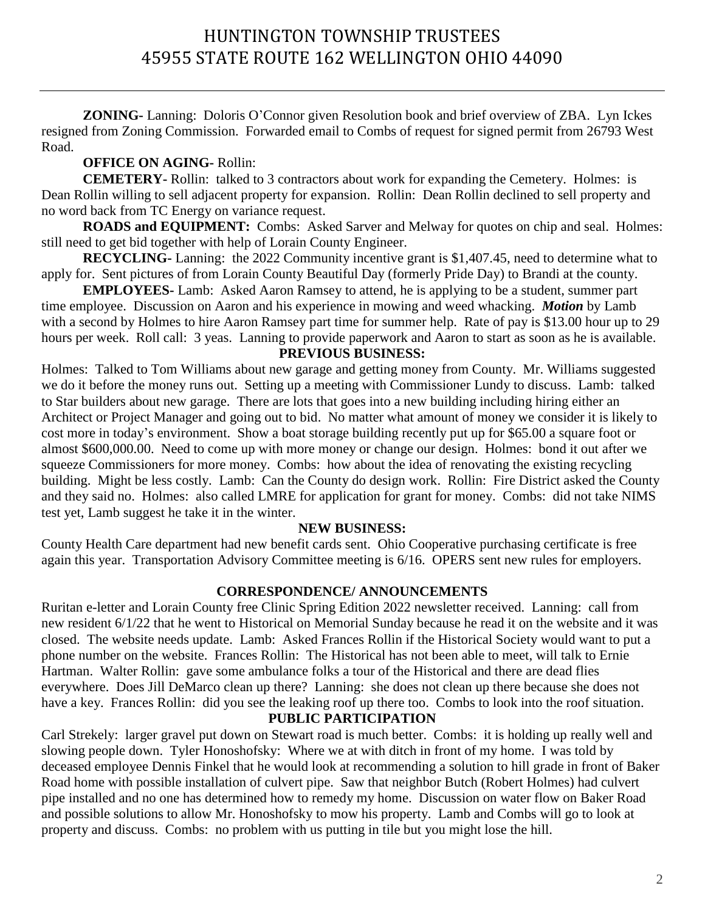**ZONING-** Lanning: Doloris O'Connor given Resolution book and brief overview of ZBA. Lyn Ickes resigned from Zoning Commission. Forwarded email to Combs of request for signed permit from 26793 West Road.

**OFFICE ON AGING-** Rollin:

**CEMETERY-** Rollin: talked to 3 contractors about work for expanding the Cemetery. Holmes: is Dean Rollin willing to sell adjacent property for expansion. Rollin: Dean Rollin declined to sell property and no word back from TC Energy on variance request.

**ROADS and EQUIPMENT:** Combs: Asked Sarver and Melway for quotes on chip and seal. Holmes: still need to get bid together with help of Lorain County Engineer.

**RECYCLING-** Lanning: the 2022 Community incentive grant is $1,407.45, need to determine what to apply for. Sent pictures of from Lorain County Beautiful Day (formerly Pride Day) to Brandi at the county.

**EMPLOYEES-** Lamb: Asked Aaron Ramsey to attend, he is applying to be a student, summer part time employee. Discussion on Aaron and his experience in mowing and weed whacking. ***Motion*** by Lamb with a second by Holmes to hire Aaron Ramsey part time for summer help. Rate of pay is $13.00 hour up to 29 hours per week. Roll call: 3 yeas. Lanning to provide paperwork and Aaron to start as soon as he is available.

**PREVIOUS BUSINESS:**

Holmes: Talked to Tom Williams about new garage and getting money from County. Mr. Williams suggested we do it before the money runs out. Setting up a meeting with Commissioner Lundy to discuss. Lamb: talked to Star builders about new garage. There are lots that goes into a new building including hiring either an Architect or Project Manager and going out to bid. No matter what amount of money we consider it is likely to cost more in today's environment. Show a boat storage building recently put up for $65.00 a square foot or almost $600,000.00. Need to come up with more money or change our design. Holmes: bond it out after we squeeze Commissioners for more money. Combs: how about the idea of renovating the existing recycling building. Might be less costly. Lamb: Can the County do design work. Rollin: Fire District asked the County and they said no. Holmes: also called LMRE for application for grant for money. Combs: did not take NIMS test yet, Lamb suggest he take it in the winter.

**NEW BUSINESS:**

County Health Care department had new benefit cards sent. Ohio Cooperative purchasing certificate is free again this year. Transportation Advisory Committee meeting is 6/16. OPERS sent new rules for employers.

**CORRESPONDENCE/ ANNOUNCEMENTS**

Ruritan e-letter and Lorain County free Clinic Spring Edition 2022 newsletter received. Lanning: call from new resident 6/1/22 that he went to Historical on Memorial Sunday because he read it on the website and it was closed. The website needs update. Lamb: Asked Frances Rollin if the Historical Society would want to put a phone number on the website. Frances Rollin: The Historical has not been able to meet, will talk to Ernie Hartman. Walter Rollin: gave some ambulance folks a tour of the Historical and there are dead flies everywhere. Does Jill DeMarco clean up there? Lanning: she does not clean up there because she does not have a key. Frances Rollin: did you see the leaking roof up there too. Combs to look into the roof situation.

**PUBLIC PARTICIPATION**

Carl Strekely: larger gravel put down on Stewart road is much better. Combs: it is holding up really well and slowing people down. Tyler Honoshofsky: Where we at with ditch in front of my home. I was told by deceased employee Dennis Finkel that he would look at recommending a solution to hill grade in front of Baker Road home with possible installation of culvert pipe. Saw that neighbor Butch (Robert Holmes) had culvert pipe installed and no one has determined how to remedy my home. Discussion on water flow on Baker Road and possible solutions to allow Mr. Honoshofsky to mow his property. Lamb and Combs will go to look at property and discuss. Combs: no problem with us putting in tile but you might lose the hill.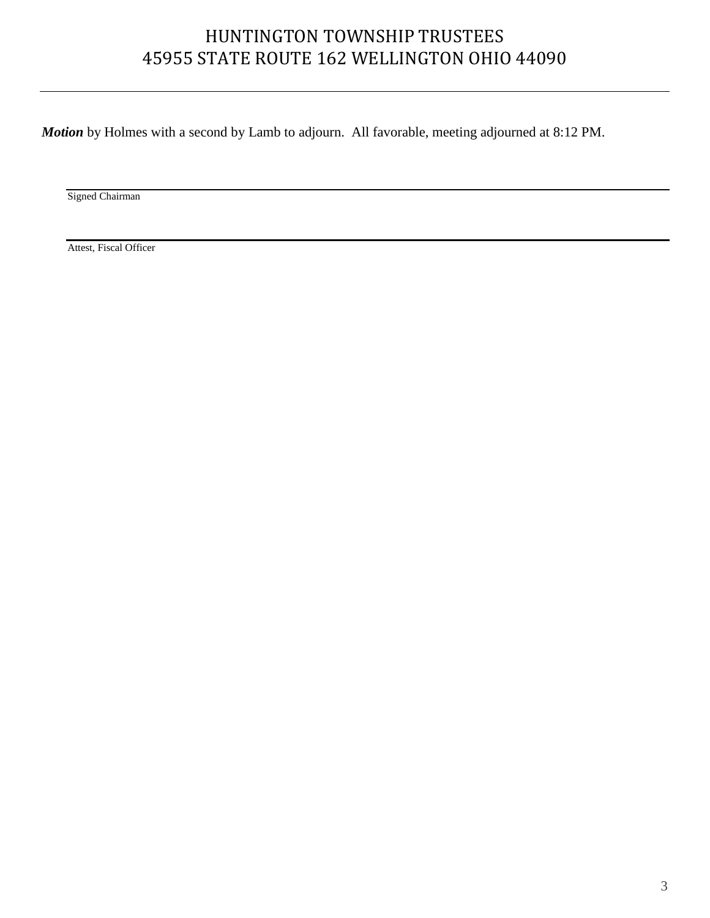***Motion*** by Holmes with a second by Lamb to adjourn.  All favorable, meeting adjourned at 8:12 PM.

Signed Chairman

Attest, Fiscal Officer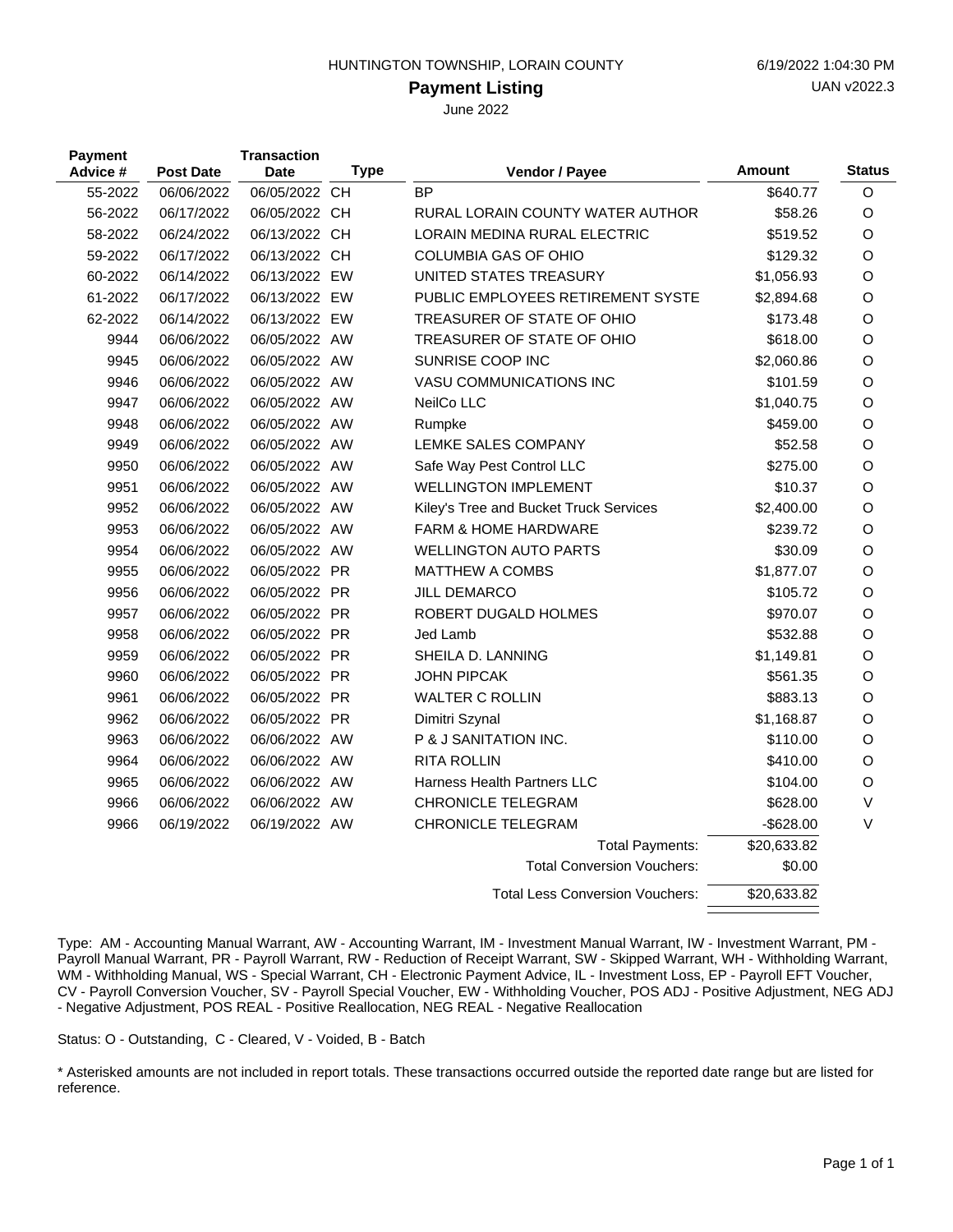HUNTINGTON TOWNSHIP, LORAIN COUNTY

6/19/2022 1:04:30 PM

UAN v2022.3

# Payment Listing

June 2022

| Payment Advice # | Post Date | Transaction Date | Type | Vendor / Payee | Amount | Status |
|---|---|---|---|---|---|---|
| 55-2022 | 06/06/2022 | 06/05/2022 | CH | BP | $640.77 | O |
| 56-2022 | 06/17/2022 | 06/05/2022 | CH | RURAL LORAIN COUNTY WATER AUTHOR | $58.26 | O |
| 58-2022 | 06/24/2022 | 06/13/2022 | CH | LORAIN MEDINA RURAL ELECTRIC | $519.52 | O |
| 59-2022 | 06/17/2022 | 06/13/2022 | CH | COLUMBIA GAS OF OHIO | $129.32 | O |
| 60-2022 | 06/14/2022 | 06/13/2022 | EW | UNITED STATES TREASURY | $1,056.93 | O |
| 61-2022 | 06/17/2022 | 06/13/2022 | EW | PUBLIC EMPLOYEES RETIREMENT SYSTE | $2,894.68 | O |
| 62-2022 | 06/14/2022 | 06/13/2022 | EW | TREASURER OF STATE OF OHIO | $173.48 | O |
| 9944 | 06/06/2022 | 06/05/2022 | AW | TREASURER OF STATE OF OHIO | $618.00 | O |
| 9945 | 06/06/2022 | 06/05/2022 | AW | SUNRISE COOP INC | $2,060.86 | O |
| 9946 | 06/06/2022 | 06/05/2022 | AW | VASU COMMUNICATIONS INC | $101.59 | O |
| 9947 | 06/06/2022 | 06/05/2022 | AW | NeilCo LLC | $1,040.75 | O |
| 9948 | 06/06/2022 | 06/05/2022 | AW | Rumpke | $459.00 | O |
| 9949 | 06/06/2022 | 06/05/2022 | AW | LEMKE SALES COMPANY | $52.58 | O |
| 9950 | 06/06/2022 | 06/05/2022 | AW | Safe Way Pest Control LLC | $275.00 | O |
| 9951 | 06/06/2022 | 06/05/2022 | AW | WELLINGTON IMPLEMENT | $10.37 | O |
| 9952 | 06/06/2022 | 06/05/2022 | AW | Kiley's Tree and Bucket Truck Services | $2,400.00 | O |
| 9953 | 06/06/2022 | 06/05/2022 | AW | FARM & HOME HARDWARE | $239.72 | O |
| 9954 | 06/06/2022 | 06/05/2022 | AW | WELLINGTON AUTO PARTS | $30.09 | O |
| 9955 | 06/06/2022 | 06/05/2022 | PR | MATTHEW A COMBS | $1,877.07 | O |
| 9956 | 06/06/2022 | 06/05/2022 | PR | JILL DEMARCO | $105.72 | O |
| 9957 | 06/06/2022 | 06/05/2022 | PR | ROBERT DUGALD HOLMES | $970.07 | O |
| 9958 | 06/06/2022 | 06/05/2022 | PR | Jed Lamb | $532.88 | O |
| 9959 | 06/06/2022 | 06/05/2022 | PR | SHEILA D. LANNING | $1,149.81 | O |
| 9960 | 06/06/2022 | 06/05/2022 | PR | JOHN PIPCAK | $561.35 | O |
| 9961 | 06/06/2022 | 06/05/2022 | PR | WALTER C ROLLIN | $883.13 | O |
| 9962 | 06/06/2022 | 06/05/2022 | PR | Dimitri Szynal | $1,168.87 | O |
| 9963 | 06/06/2022 | 06/06/2022 | AW | P & J SANITATION INC. | $110.00 | O |
| 9964 | 06/06/2022 | 06/06/2022 | AW | RITA ROLLIN | $410.00 | O |
| 9965 | 06/06/2022 | 06/06/2022 | AW | Harness Health Partners LLC | $104.00 | O |
| 9966 | 06/06/2022 | 06/06/2022 | AW | CHRONICLE TELEGRAM | $628.00 | V |
| 9966 | 06/19/2022 | 06/19/2022 | AW | CHRONICLE TELEGRAM | -$628.00 | V |
| | | | | Total Payments: | $20,633.82 | |
| | | | | Total Conversion Vouchers: | $0.00 | |
| | | | | Total Less Conversion Vouchers: | $20,633.82 | |

Type: AM - Accounting Manual Warrant, AW - Accounting Warrant, IM - Investment Manual Warrant, IW - Investment Warrant, PM - Payroll Manual Warrant, PR - Payroll Warrant, RW - Reduction of Receipt Warrant, SW - Skipped Warrant, WH - Withholding Warrant, WM - Withholding Manual, WS - Special Warrant, CH - Electronic Payment Advice, IL - Investment Loss, EP - Payroll EFT Voucher, CV - Payroll Conversion Voucher, SV - Payroll Special Voucher, EW - Withholding Voucher, POS ADJ - Positive Adjustment, NEG ADJ - Negative Adjustment, POS REAL - Positive Reallocation, NEG REAL - Negative Reallocation

Status: O - Outstanding, C - Cleared, V - Voided, B - Batch

* Asterisked amounts are not included in report totals. These transactions occurred outside the reported date range but are listed for reference.